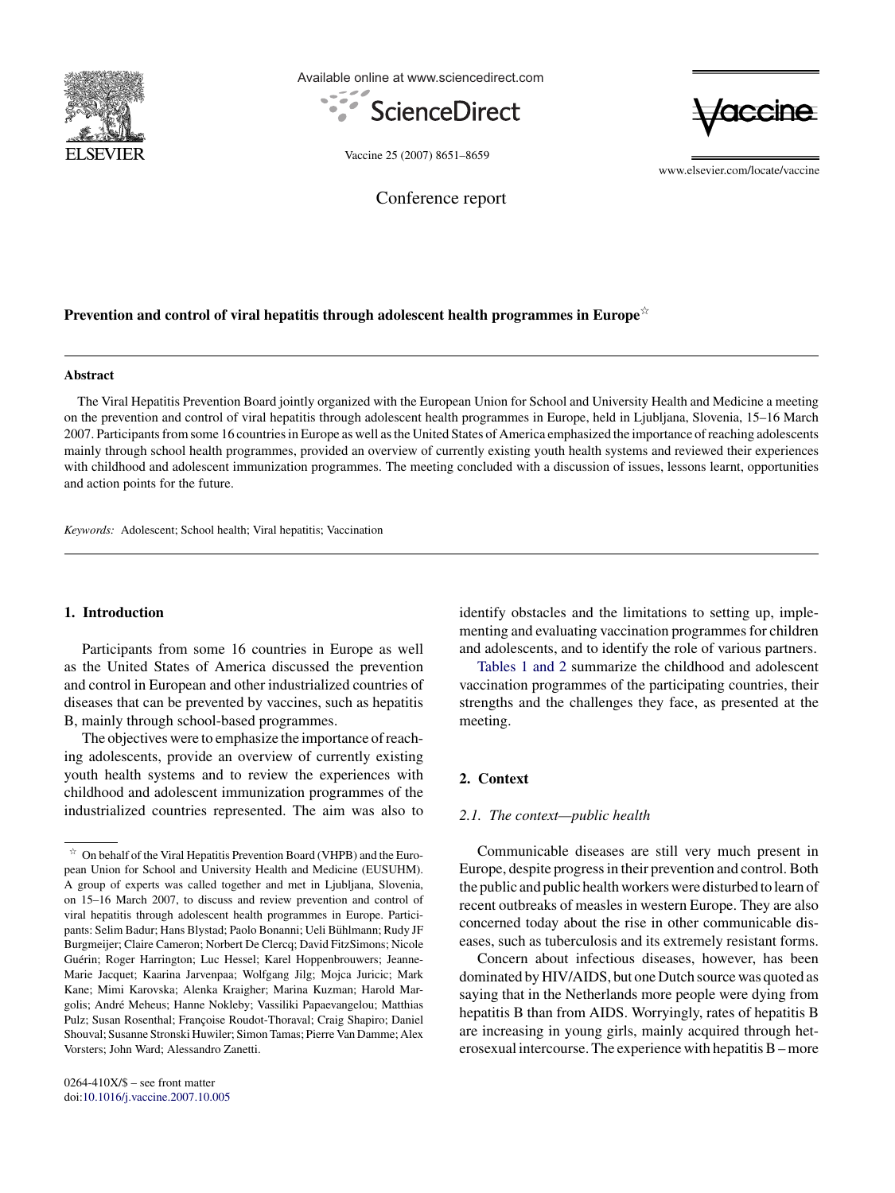Conference report

# Prevention and control of viral hepatitis through adolescent health programmes in Europe☆

## Abstract

The Viral Hepatitis Prevention Board jointly organized with the European Union for School and University Health and Medicine a meeting on the prevention and control of viral hepatitis through adolescent health programmes in Europe, held in Ljubljana, Slovenia, 15–16 March 2007. Participants from some 16 countries in Europe as well as the United States of America emphasized the importance of reaching adolescents mainly through school health programmes, provided an overview of currently existing youth health systems and reviewed their experiences with childhood and adolescent immunization programmes. The meeting concluded with a discussion of issues, lessons learnt, opportunities and action points for the future.

*Keywords:* Adolescent; School health; Viral hepatitis; Vaccination

## 1. Introduction

Participants from some 16 countries in Europe as well as the United States of America discussed the prevention and control in European and other industrialized countries of diseases that can be prevented by vaccines, such as hepatitis B, mainly through school-based programmes.

The objectives were to emphasize the importance of reaching adolescents, provide an overview of currently existing youth health systems and to review the experiences with childhood and adolescent immunization programmes of the industrialized countries represented. The aim was also to identify obstacles and the limitations to setting up, implementing and evaluating vaccination programmes for children and adolescents, and to identify the role of various partners.

Tables 1 and 2 summarize the childhood and adolescent vaccination programmes of the participating countries, their strengths and the challenges they face, as presented at the meeting.

## 2. Context

### 2.1. The context—public health

Communicable diseases are still very much present in Europe, despite progress in their prevention and control. Both the public and public health workers were disturbed to learn of recent outbreaks of measles in western Europe. They are also concerned today about the rise in other communicable diseases, such as tuberculosis and its extremely resistant forms.

Concern about infectious diseases, however, has been dominated by HIV/AIDS, but one Dutch source was quoted as saying that in the Netherlands more people were dying from hepatitis B than from AIDS. Worryingly, rates of hepatitis B are increasing in young girls, mainly acquired through heterosexual intercourse. The experience with hepatitis B – more

---

☆ On behalf of the Viral Hepatitis Prevention Board (VHPB) and the European Union for School and University Health and Medicine (EUSUHM). A group of experts was called together and met in Ljubljana, Slovenia, on 15–16 March 2007, to discuss and review prevention and control of viral hepatitis through adolescent health programmes in Europe. Participants: Selim Badur; Hans Blystad; Paolo Bonanni; Ueli Bühlmann; Rudy JF Burgmeijer; Claire Cameron; Norbert De Clercq; David FitzSimons; Nicole Guérin; Roger Harrington; Luc Hessel; Karel Hoppenbrouwers; Jeanne-Marie Jacquet; Kaarina Jarvenpaa; Wolfgang Jilg; Mojca Juricic; Mark Kane; Mimi Karovska; Alenka Kraigher; Marina Kuzman; Harold Margolis; André Meheus; Hanne Nokleby; Vassiliki Papaevangelou; Matthias Pulz; Susan Rosenthal; Françoise Roudot-Thoraval; Craig Shapiro; Daniel Shouval; Susanne Stronski Huwiler; Simon Tamas; Pierre Van Damme; Alex Vorsters; John Ward; Alessandro Zanetti.

0264-410X/$ – see front matter
doi:10.1016/j.vaccine.2007.10.005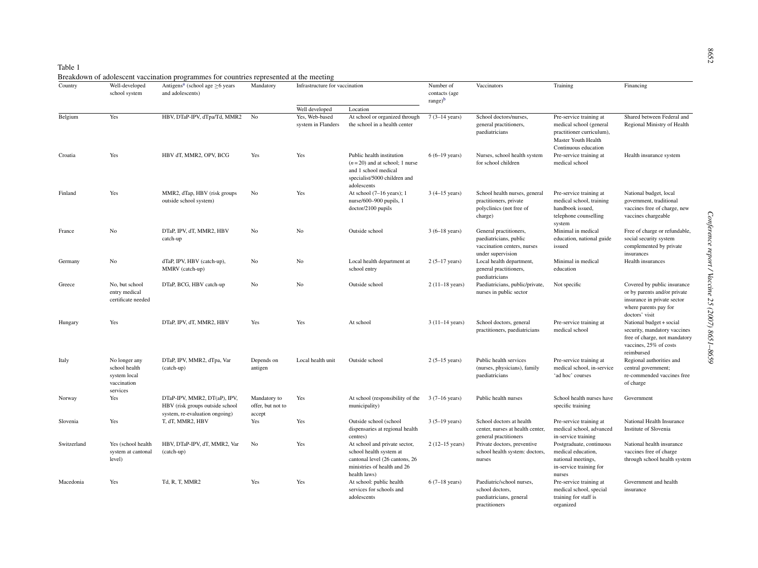Table 1

Breakdown of adolescent vaccination programmes for countries represented at the meeting

| Country | Well-developed school system | Antigens[a] (school age ≥6 years and adolescents) | Mandatory | Infrastructure for vaccination | | Number of contacts (age range)[b] | Vaccinators | Training | Financing |
|---|---|---|---|---|---|---|---|---|---|
| | | | | Well developed | Location | | | | |
| Belgium | Yes | HBV, DTaP-IPV, dTpa/Td, MMR2 | No | Yes, Web-based system in Flanders | At school or organized through the school in a health center | 7 (3–14 years) | School doctors/nurses, general practitioners, paediatricians | Pre-service training at medical school (general practitioner curriculum), Master Youth Health Continuous education | Shared between Federal and Regional Ministry of Health |
| Croatia | Yes | HBV dT, MMR2, OPV, BCG | Yes | Yes | Public health institution ($n = 20$) and at school; 1 nurse and 1 school medical specialist/5000 children and adolescents | 6 (6–19 years) | Nurses, school health system for school children | Pre-service training at medical school | Health insurance system |
| Finland | Yes | MMR2, dTap, HBV (risk groups outside school system) | No | Yes | At school (7–16 years); 1 nurse/600–900 pupils, 1 doctor/2100 pupils | 3 (4–15 years) | School health nurses, general practitioners, private polyclinics (not free of charge) | Pre-service training at medical school, training handbook issued, telephone counselling system | National budget, local government, traditional vaccines free of charge, new vaccines chargeable |
| France | No | DTaP, IPV, dT, MMR2, HBV catch-up | No | No | Outside school | 3 (6–18 years) | General practitioners, paediatricians, public vaccination centers, nurses under supervision | Minimal in medical education, national guide issued | Free of charge or refundable, social security system complemented by private insurances |
| Germany | No | dTaP, IPV, HBV (catch-up), MMRV (catch-up) | No | No | Local health department at school entry | 2 (5–17 years) | Local health department, general practitioners, paediatricians | Minimal in medical education | Health insurances |
| Greece | No, but school entry medical certificate needed | DTaP, BCG, HBV catch-up | No | No | Outside school | 2 (11–18 years) | Paediatricians public/private, nurses in public sector | Not specific | Covered by public insurance or by parents and/or private insurance in private sector where parents pay for doctors' visit |
| Hungary | Yes | DTaP, IPV, dT, MMR2, HBV | Yes | Yes | At school | 3 (11–14 years) | School doctors, general practitioners, paediatricians | Pre-service training at medical school | National budget + social security, mandatory vaccines free of charge, not mandatory vaccines, 25% of costs reimbursed |
| Italy | No longer any school health system local vaccination services | DTaP, IPV, MMR2, dTpa, Var (catch-up) | Depends on antigen | Local health unit | Outside school | 2 (5–15 years) | Public health services (nurses, physicians), family paediatricians | Pre-service training at medical school, in-service 'ad hoc' courses | Regional authorities and central government; re-commended vaccines free of charge |
| Norway | Yes | DTaP-IPV, MMR2, DT(aP), IPV, HBV (risk groups outside school system, re-evaluation ongoing) | Mandatory to offer, but not to accept | Yes | At school (responsibility of the municipality) | 3 (7–16 years) | Public health nurses | School health nurses have specific training | Government |
| Slovenia | Yes | T, dT, MMR2, HBV | Yes | Yes | Outside school (school dispensaries at regional health centres) | 3 (5–19 years) | School doctors at health center, nurses at health center, general practitioners | Pre-service training at medical school, advanced in-service training | National Health Insurance Institute of Slovenia |
| Switzerland | Yes (school health system at cantonal level) | HBV, DTaP-IPV, dT, MMR2, Var (catch-up) | No | Yes | At school and private sector, school health system at cantonal level (26 cantons, 26 ministries of health and 26 health laws) | 2 (12–15 years) | Private doctors, preventive school health system: doctors, nurses | Postgraduate, continuous medical education, national meetings, in-service training for nurses | National health insurance vaccines free of charge through school health system |
| Macedonia | Yes | Td, R, T, MMR2 | Yes | Yes | At school: public health services for schools and adolescents | 6 (7–18 years) | Paediatric/school nurses, school doctors, paediatricians, general practitioners | Pre-service training at medical school, special training for staff is organized | Government and health insurance |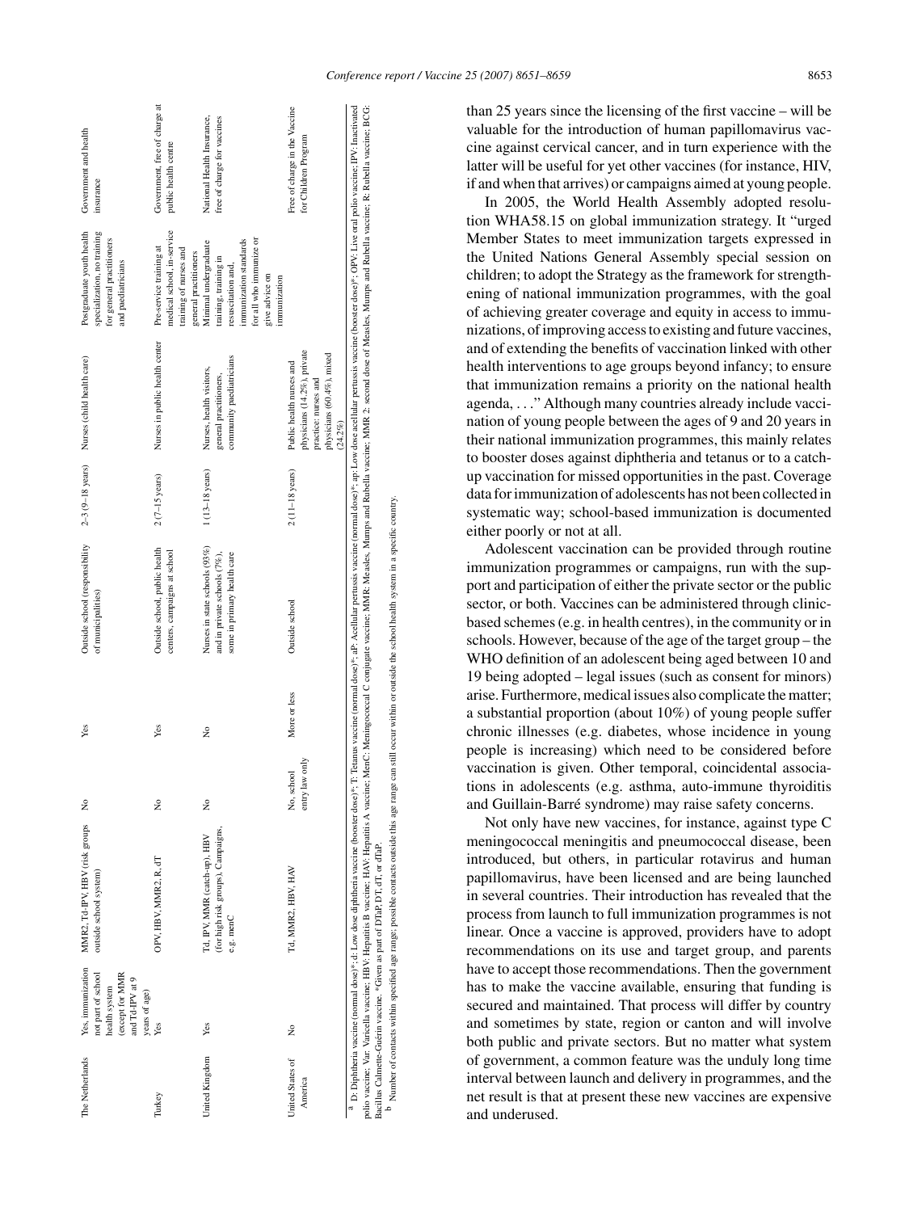| The Netherlands | Yes, immunization not part of school health system (except for MMR and Td-IPV at 9 years of age) | MMR2, Td-IPV, HBV (risk groups outside school system) | No | Yes | Outside school (responsibility of municipalities) | 2–3 (9–18 years) | Nurses (child health care) | Postgraduate youth health specialization, no training for general practitioners and paediatricians | Government and health insurance |
|---|---|---|---|---|---|---|---|---|---|
| Turkey | Yes | OPV, HBV, MMR2, R, dT | No | Yes | Outside school, public health centers, campaigns at school | 2 (7–15 years) | Nurses in public health center | Pre-service training at medical school, in-service training of nurses and general practitioners | Government, free of charge at public health centre |
| United Kingdom | Yes | Td, IPV, MMR (catch-up), HBV (for high risk groups), Campaigns, e.g. menC | No | No | Nurses in state schools (93%) and in private schools (7%), some in primary health care | 1 (13–18 years) | Nurses, health visitors, general practitioners, community paediatricians | Minimal undergraduate training, training in resuscitation and, immunization standards for all who immunize or give advice on immunization | National Health Insurance, free of charge for vaccines |
| United States of America | No | Td, MMR2, HBV, HAV | No, school entry law only | More or less | Outside school | 2 (11–18 years) | Public health nurses and physicians (14.2%), private practice: nurses and physicians (60.4%), mixed (24.2%) | | Free of charge in the Vaccine for Children Program |

[a] D: Diphtheria vaccine (normal dose)*; d: Low dose diphtheria vaccine (booster dose)*; T: Tetanus vaccine (normal dose)*; aP: Acellular pertussis vaccine (normal dose)*; ap: Low dose acellular pertussis vaccine (booster dose)*; OPV: Live oral polio vaccine; IPV: Inactivated polio vaccine; Var: Varicella vaccine; HBV: Hepatitis B vaccine; HAV: Hepatitis A vaccine; MenC: Meningococcal C conjugate vaccine; MMR: Measles, Mumps and Rubella vaccine; MMR 2: second dose of Measles, Mumps and Rubella vaccine; R: Rubella vaccine; BCG: Bacillus Calmette-Guérin vaccine. *Given as part of DTaP, DT, dT, or dTaP.

[b] Number of contacts within specified age range; possible contacts outside this age range can still occur within or outside the school health system in a specific country.

than 25 years since the licensing of the first vaccine – will be valuable for the introduction of human papillomavirus vaccine against cervical cancer, and in turn experience with the latter will be useful for yet other vaccines (for instance, HIV, if and when that arrives) or campaigns aimed at young people.

In 2005, the World Health Assembly adopted resolution WHA58.15 on global immunization strategy. It "urged Member States to meet immunization targets expressed in the United Nations General Assembly special session on children; to adopt the Strategy as the framework for strengthening of national immunization programmes, with the goal of achieving greater coverage and equity in access to immunizations, of improving access to existing and future vaccines, and of extending the benefits of vaccination linked with other health interventions to age groups beyond infancy; to ensure that immunization remains a priority on the national health agenda, ..." Although many countries already include vaccination of young people between the ages of 9 and 20 years in their national immunization programmes, this mainly relates to booster doses against diphtheria and tetanus or to a catch-up vaccination for missed opportunities in the past. Coverage data for immunization of adolescents has not been collected in systematic way; school-based immunization is documented either poorly or not at all.

Adolescent vaccination can be provided through routine immunization programmes or campaigns, run with the support and participation of either the private sector or the public sector, or both. Vaccines can be administered through clinic-based schemes (e.g. in health centres), in the community or in schools. However, because of the age of the target group – the WHO definition of an adolescent being aged between 10 and 19 being adopted – legal issues (such as consent for minors) arise. Furthermore, medical issues also complicate the matter; a substantial proportion (about 10%) of young people suffer chronic illnesses (e.g. diabetes, whose incidence in young people is increasing) which need to be considered before vaccination is given. Other temporal, coincidental associations in adolescents (e.g. asthma, auto-immune thyroiditis and Guillain-Barré syndrome) may raise safety concerns.

Not only have new vaccines, for instance, against type C meningococcal meningitis and pneumococcal disease, been introduced, but others, in particular rotavirus and human papillomavirus, have been licensed and are being launched in several countries. Their introduction has revealed that the process from launch to full immunization programmes is not linear. Once a vaccine is approved, providers have to adopt recommendations on its use and target group, and parents have to accept those recommendations. Then the government has to make the vaccine available, ensuring that funding is secured and maintained. That process will differ by country and sometimes by state, region or canton and will involve both public and private sectors. But no matter what system of government, a common feature was the unduly long time interval between launch and delivery in programmes, and the net result is that at present these new vaccines are expensive and underused.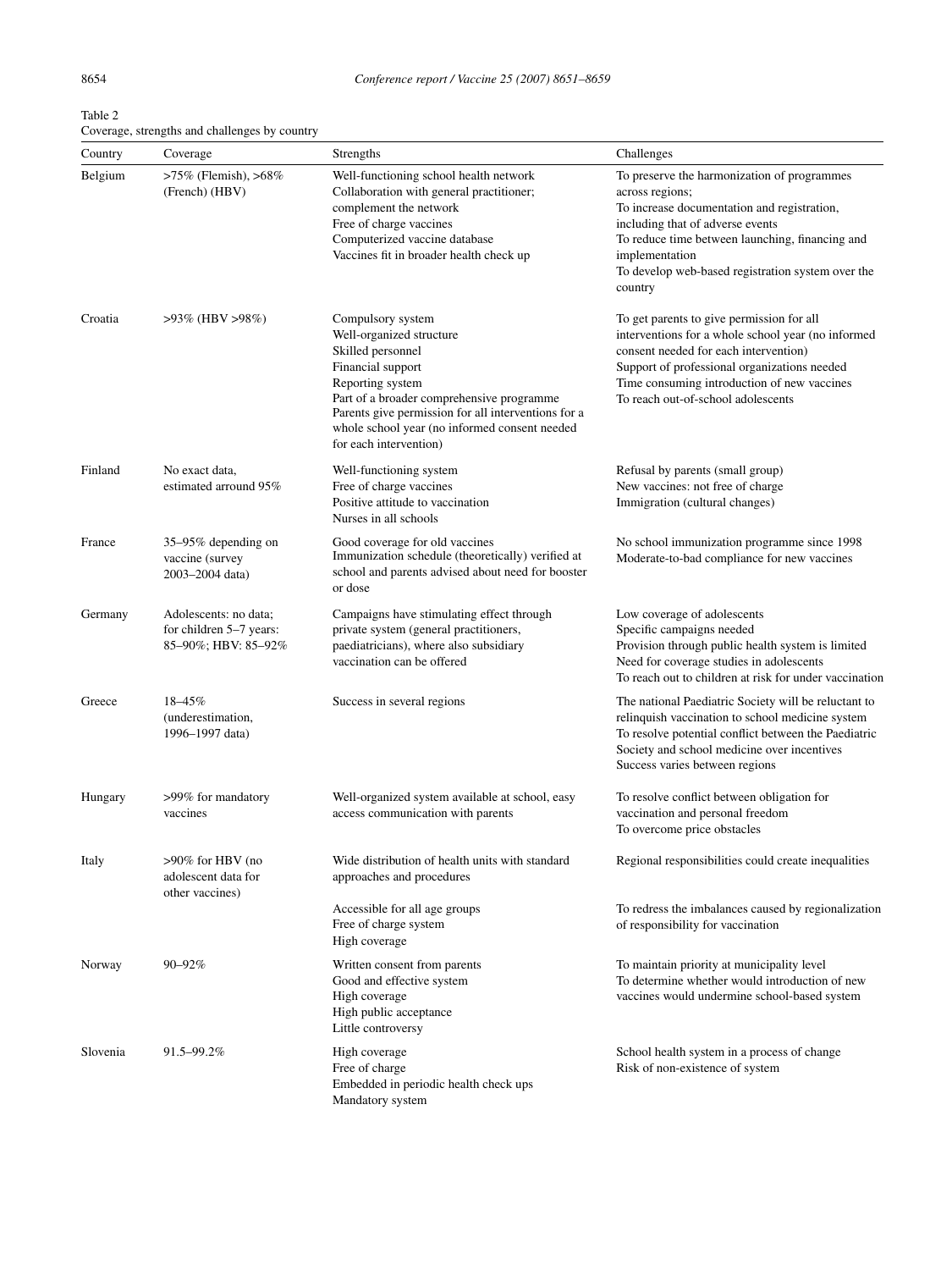Table 2
Coverage, strengths and challenges by country

| Country | Coverage | Strengths | Challenges |
|---|---|---|---|
| Belgium | >75% (Flemish), >68% (French) (HBV) | Well-functioning school health network<br>Collaboration with general practitioner; complement the network<br>Free of charge vaccines<br>Computerized vaccine database<br>Vaccines fit in broader health check up | To preserve the harmonization of programmes across regions;<br>To increase documentation and registration, including that of adverse events<br>To reduce time between launching, financing and implementation<br>To develop web-based registration system over the country |
| Croatia | >93% (HBV >98%) | Compulsory system<br>Well-organized structure<br>Skilled personnel<br>Financial support<br>Reporting system<br>Part of a broader comprehensive programme<br>Parents give permission for all interventions for a whole school year (no informed consent needed for each intervention) | To get parents to give permission for all interventions for a whole school year (no informed consent needed for each intervention)<br>Support of professional organizations needed<br>Time consuming introduction of new vaccines<br>To reach out-of-school adolescents |
| Finland | No exact data, estimated arround 95% | Well-functioning system<br>Free of charge vaccines<br>Positive attitude to vaccination<br>Nurses in all schools | Refusal by parents (small group)<br>New vaccines: not free of charge<br>Immigration (cultural changes) |
| France | 35–95% depending on vaccine (survey 2003–2004 data) | Good coverage for old vaccines<br>Immunization schedule (theoretically) verified at school and parents advised about need for booster or dose | No school immunization programme since 1998<br>Moderate-to-bad compliance for new vaccines |
| Germany | Adolescents: no data; for children 5–7 years: 85–90%; HBV: 85–92% | Campaigns have stimulating effect through private system (general practitioners, paediatricians), where also subsidiary vaccination can be offered | Low coverage of adolescents<br>Specific campaigns needed<br>Provision through public health system is limited<br>Need for coverage studies in adolescents<br>To reach out to children at risk for under vaccination |
| Greece | 18–45% (underestimation, 1996–1997 data) | Success in several regions | The national Paediatric Society will be reluctant to relinquish vaccination to school medicine system<br>To resolve potential conflict between the Paediatric Society and school medicine over incentives<br>Success varies between regions |
| Hungary | >99% for mandatory vaccines | Well-organized system available at school, easy access communication with parents | To resolve conflict between obligation for vaccination and personal freedom<br>To overcome price obstacles |
| Italy | >90% for HBV (no adolescent data for other vaccines) | Wide distribution of health units with standard approaches and procedures<br>Accessible for all age groups<br>Free of charge system<br>High coverage | Regional responsibilities could create inequalities<br>To redress the imbalances caused by regionalization of responsibility for vaccination |
| Norway | 90–92% | Written consent from parents<br>Good and effective system<br>High coverage<br>High public acceptance<br>Little controversy | To maintain priority at municipality level<br>To determine whether would introduction of new vaccines would undermine school-based system |
| Slovenia | 91.5–99.2% | High coverage<br>Free of charge<br>Embedded in periodic health check ups<br>Mandatory system | School health system in a process of change<br>Risk of non-existence of system |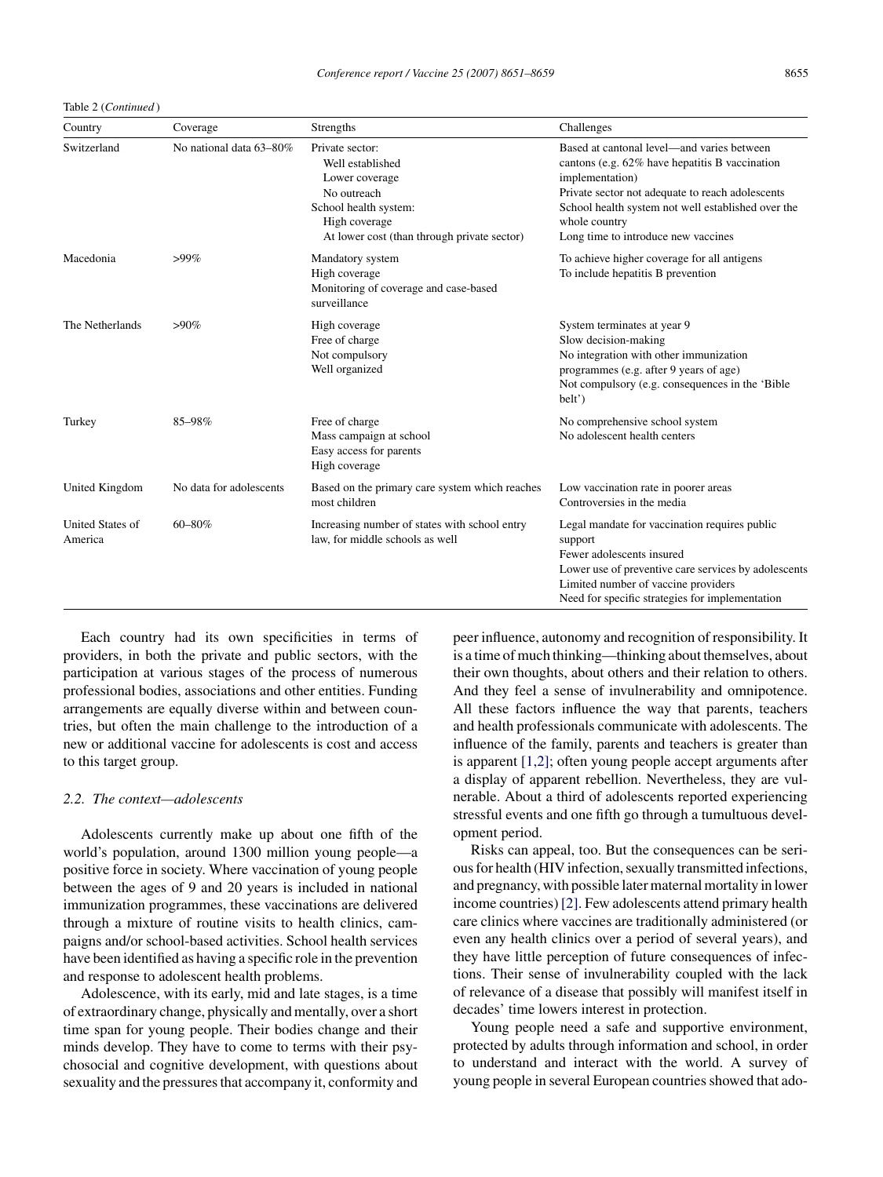Table 2 (*Continued*)

| Country | Coverage | Strengths | Challenges |
| --- | --- | --- | --- |
| Switzerland | No national data 63–80% | Private sector:<br>Well established<br>Lower coverage<br>No outreach<br>School health system:<br>High coverage<br>At lower cost (than through private sector) | Based at cantonal level—and varies between cantons (e.g. 62% have hepatitis B vaccination implementation)<br>Private sector not adequate to reach adolescents<br>School health system not well established over the whole country<br>Long time to introduce new vaccines |
| Macedonia | >99% | Mandatory system<br>High coverage<br>Monitoring of coverage and case-based surveillance | To achieve higher coverage for all antigens<br>To include hepatitis B prevention |
| The Netherlands | >90% | High coverage<br>Free of charge<br>Not compulsory<br>Well organized | System terminates at year 9<br>Slow decision-making<br>No integration with other immunization programmes (e.g. after 9 years of age)<br>Not compulsory (e.g. consequences in the 'Bible belt') |
| Turkey | 85–98% | Free of charge<br>Mass campaign at school<br>Easy access for parents<br>High coverage | No comprehensive school system<br>No adolescent health centers |
| United Kingdom | No data for adolescents | Based on the primary care system which reaches most children | Low vaccination rate in poorer areas<br>Controversies in the media |
| United States of America | 60–80% | Increasing number of states with school entry law, for middle schools as well | Legal mandate for vaccination requires public support<br>Fewer adolescents insured<br>Lower use of preventive care services by adolescents<br>Limited number of vaccine providers<br>Need for specific strategies for implementation |

Each country had its own specificities in terms of providers, in both the private and public sectors, with the participation at various stages of the process of numerous professional bodies, associations and other entities. Funding arrangements are equally diverse within and between countries, but often the main challenge to the introduction of a new or additional vaccine for adolescents is cost and access to this target group.

### 2.2. The context—adolescents

Adolescents currently make up about one fifth of the world's population, around 1300 million young people—a positive force in society. Where vaccination of young people between the ages of 9 and 20 years is included in national immunization programmes, these vaccinations are delivered through a mixture of routine visits to health clinics, campaigns and/or school-based activities. School health services have been identified as having a specific role in the prevention and response to adolescent health problems.

Adolescence, with its early, mid and late stages, is a time of extraordinary change, physically and mentally, over a short time span for young people. Their bodies change and their minds develop. They have to come to terms with their psychosocial and cognitive development, with questions about sexuality and the pressures that accompany it, conformity and peer influence, autonomy and recognition of responsibility. It is a time of much thinking—thinking about themselves, about their own thoughts, about others and their relation to others. And they feel a sense of invulnerability and omnipotence. All these factors influence the way that parents, teachers and health professionals communicate with adolescents. The influence of the family, parents and teachers is greater than is apparent [1,2]; often young people accept arguments after a display of apparent rebellion. Nevertheless, they are vulnerable. About a third of adolescents reported experiencing stressful events and one fifth go through a tumultuous development period.

Risks can appeal, too. But the consequences can be serious for health (HIV infection, sexually transmitted infections, and pregnancy, with possible later maternal mortality in lower income countries) [2]. Few adolescents attend primary health care clinics where vaccines are traditionally administered (or even any health clinics over a period of several years), and they have little perception of future consequences of infections. Their sense of invulnerability coupled with the lack of relevance of a disease that possibly will manifest itself in decades' time lowers interest in protection.

Young people need a safe and supportive environment, protected by adults through information and school, in order to understand and interact with the world. A survey of young people in several European countries showed that ado-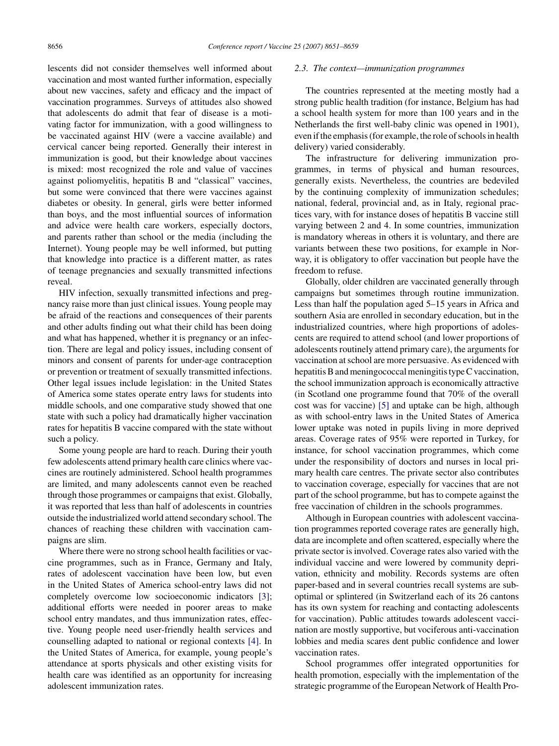lescents did not consider themselves well informed about vaccination and most wanted further information, especially about new vaccines, safety and efficacy and the impact of vaccination programmes. Surveys of attitudes also showed that adolescents do admit that fear of disease is a motivating factor for immunization, with a good willingness to be vaccinated against HIV (were a vaccine available) and cervical cancer being reported. Generally their interest in immunization is good, but their knowledge about vaccines is mixed: most recognized the role and value of vaccines against poliomyelitis, hepatitis B and "classical" vaccines, but some were convinced that there were vaccines against diabetes or obesity. In general, girls were better informed than boys, and the most influential sources of information and advice were health care workers, especially doctors, and parents rather than school or the media (including the Internet). Young people may be well informed, but putting that knowledge into practice is a different matter, as rates of teenage pregnancies and sexually transmitted infections reveal.

HIV infection, sexually transmitted infections and pregnancy raise more than just clinical issues. Young people may be afraid of the reactions and consequences of their parents and other adults finding out what their child has been doing and what has happened, whether it is pregnancy or an infection. There are legal and policy issues, including consent of minors and consent of parents for under-age contraception or prevention or treatment of sexually transmitted infections. Other legal issues include legislation: in the United States of America some states operate entry laws for students into middle schools, and one comparative study showed that one state with such a policy had dramatically higher vaccination rates for hepatitis B vaccine compared with the state without such a policy.

Some young people are hard to reach. During their youth few adolescents attend primary health care clinics where vaccines are routinely administered. School health programmes are limited, and many adolescents cannot even be reached through those programmes or campaigns that exist. Globally, it was reported that less than half of adolescents in countries outside the industrialized world attend secondary school. The chances of reaching these children with vaccination campaigns are slim.

Where there were no strong school health facilities or vaccine programmes, such as in France, Germany and Italy, rates of adolescent vaccination have been low, but even in the United States of America school-entry laws did not completely overcome low socioeconomic indicators [3]; additional efforts were needed in poorer areas to make school entry mandates, and thus immunization rates, effective. Young people need user-friendly health services and counselling adapted to national or regional contexts [4]. In the United States of America, for example, young people's attendance at sports physicals and other existing visits for health care was identified as an opportunity for increasing adolescent immunization rates.

### *2.3. The context—immunization programmes*

The countries represented at the meeting mostly had a strong public health tradition (for instance, Belgium has had a school health system for more than 100 years and in the Netherlands the first well-baby clinic was opened in 1901), even if the emphasis (for example, the role of schools in health delivery) varied considerably.

The infrastructure for delivering immunization programmes, in terms of physical and human resources, generally exists. Nevertheless, the countries are bedeviled by the continuing complexity of immunization schedules; national, federal, provincial and, as in Italy, regional practices vary, with for instance doses of hepatitis B vaccine still varying between 2 and 4. In some countries, immunization is mandatory whereas in others it is voluntary, and there are variants between these two positions, for example in Norway, it is obligatory to offer vaccination but people have the freedom to refuse.

Globally, older children are vaccinated generally through campaigns but sometimes through routine immunization. Less than half the population aged 5–15 years in Africa and southern Asia are enrolled in secondary education, but in the industrialized countries, where high proportions of adolescents are required to attend school (and lower proportions of adolescents routinely attend primary care), the arguments for vaccination at school are more persuasive. As evidenced with hepatitis B and meningococcal meningitis type C vaccination, the school immunization approach is economically attractive (in Scotland one programme found that 70% of the overall cost was for vaccine) [5] and uptake can be high, although as with school-entry laws in the United States of America lower uptake was noted in pupils living in more deprived areas. Coverage rates of 95% were reported in Turkey, for instance, for school vaccination programmes, which come under the responsibility of doctors and nurses in local primary health care centres. The private sector also contributes to vaccination coverage, especially for vaccines that are not part of the school programme, but has to compete against the free vaccination of children in the schools programmes.

Although in European countries with adolescent vaccination programmes reported coverage rates are generally high, data are incomplete and often scattered, especially where the private sector is involved. Coverage rates also varied with the individual vaccine and were lowered by community deprivation, ethnicity and mobility. Records systems are often paper-based and in several countries recall systems are suboptimal or splintered (in Switzerland each of its 26 cantons has its own system for reaching and contacting adolescents for vaccination). Public attitudes towards adolescent vaccination are mostly supportive, but vociferous anti-vaccination lobbies and media scares dent public confidence and lower vaccination rates.

School programmes offer integrated opportunities for health promotion, especially with the implementation of the strategic programme of the European Network of Health Pro-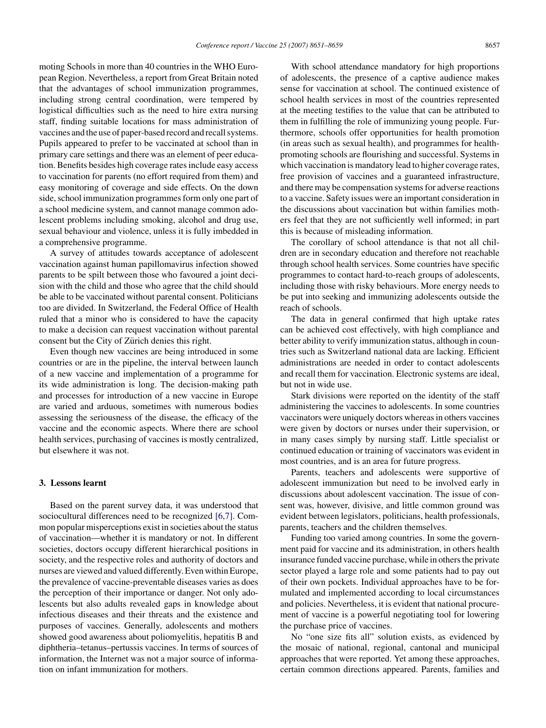moting Schools in more than 40 countries in the WHO European Region. Nevertheless, a report from Great Britain noted that the advantages of school immunization programmes, including strong central coordination, were tempered by logistical difficulties such as the need to hire extra nursing staff, finding suitable locations for mass administration of vaccines and the use of paper-based record and recall systems. Pupils appeared to prefer to be vaccinated at school than in primary care settings and there was an element of peer education. Benefits besides high coverage rates include easy access to vaccination for parents (no effort required from them) and easy monitoring of coverage and side effects. On the down side, school immunization programmes form only one part of a school medicine system, and cannot manage common adolescent problems including smoking, alcohol and drug use, sexual behaviour and violence, unless it is fully imbedded in a comprehensive programme.

A survey of attitudes towards acceptance of adolescent vaccination against human papillomavirus infection showed parents to be spilt between those who favoured a joint decision with the child and those who agree that the child should be able to be vaccinated without parental consent. Politicians too are divided. In Switzerland, the Federal Office of Health ruled that a minor who is considered to have the capacity to make a decision can request vaccination without parental consent but the City of Zürich denies this right.

Even though new vaccines are being introduced in some countries or are in the pipeline, the interval between launch of a new vaccine and implementation of a programme for its wide administration is long. The decision-making path and processes for introduction of a new vaccine in Europe are varied and arduous, sometimes with numerous bodies assessing the seriousness of the disease, the efficacy of the vaccine and the economic aspects. Where there are school health services, purchasing of vaccines is mostly centralized, but elsewhere it was not.

## 3. Lessons learnt

Based on the parent survey data, it was understood that sociocultural differences need to be recognized [6,7]. Common popular misperceptions exist in societies about the status of vaccination—whether it is mandatory or not. In different societies, doctors occupy different hierarchical positions in society, and the respective roles and authority of doctors and nurses are viewed and valued differently. Even within Europe, the prevalence of vaccine-preventable diseases varies as does the perception of their importance or danger. Not only adolescents but also adults revealed gaps in knowledge about infectious diseases and their threats and the existence and purposes of vaccines. Generally, adolescents and mothers showed good awareness about poliomyelitis, hepatitis B and diphtheria–tetanus–pertussis vaccines. In terms of sources of information, the Internet was not a major source of information on infant immunization for mothers.

With school attendance mandatory for high proportions of adolescents, the presence of a captive audience makes sense for vaccination at school. The continued existence of school health services in most of the countries represented at the meeting testifies to the value that can be attributed to them in fulfilling the role of immunizing young people. Furthermore, schools offer opportunities for health promotion (in areas such as sexual health), and programmes for health-promoting schools are flourishing and successful. Systems in which vaccination is mandatory lead to higher coverage rates, free provision of vaccines and a guaranteed infrastructure, and there may be compensation systems for adverse reactions to a vaccine. Safety issues were an important consideration in the discussions about vaccination but within families mothers feel that they are not sufficiently well informed; in part this is because of misleading information.

The corollary of school attendance is that not all children are in secondary education and therefore not reachable through school health services. Some countries have specific programmes to contact hard-to-reach groups of adolescents, including those with risky behaviours. More energy needs to be put into seeking and immunizing adolescents outside the reach of schools.

The data in general confirmed that high uptake rates can be achieved cost effectively, with high compliance and better ability to verify immunization status, although in countries such as Switzerland national data are lacking. Efficient administrations are needed in order to contact adolescents and recall them for vaccination. Electronic systems are ideal, but not in wide use.

Stark divisions were reported on the identity of the staff administering the vaccines to adolescents. In some countries vaccinators were uniquely doctors whereas in others vaccines were given by doctors or nurses under their supervision, or in many cases simply by nursing staff. Little specialist or continued education or training of vaccinators was evident in most countries, and is an area for future progress.

Parents, teachers and adolescents were supportive of adolescent immunization but need to be involved early in discussions about adolescent vaccination. The issue of consent was, however, divisive, and little common ground was evident between legislators, politicians, health professionals, parents, teachers and the children themselves.

Funding too varied among countries. In some the government paid for vaccine and its administration, in others health insurance funded vaccine purchase, while in others the private sector played a large role and some patients had to pay out of their own pockets. Individual approaches have to be formulated and implemented according to local circumstances and policies. Nevertheless, it is evident that national procurement of vaccine is a powerful negotiating tool for lowering the purchase price of vaccines.

No "one size fits all" solution exists, as evidenced by the mosaic of national, regional, cantonal and municipal approaches that were reported. Yet among these approaches, certain common directions appeared. Parents, families and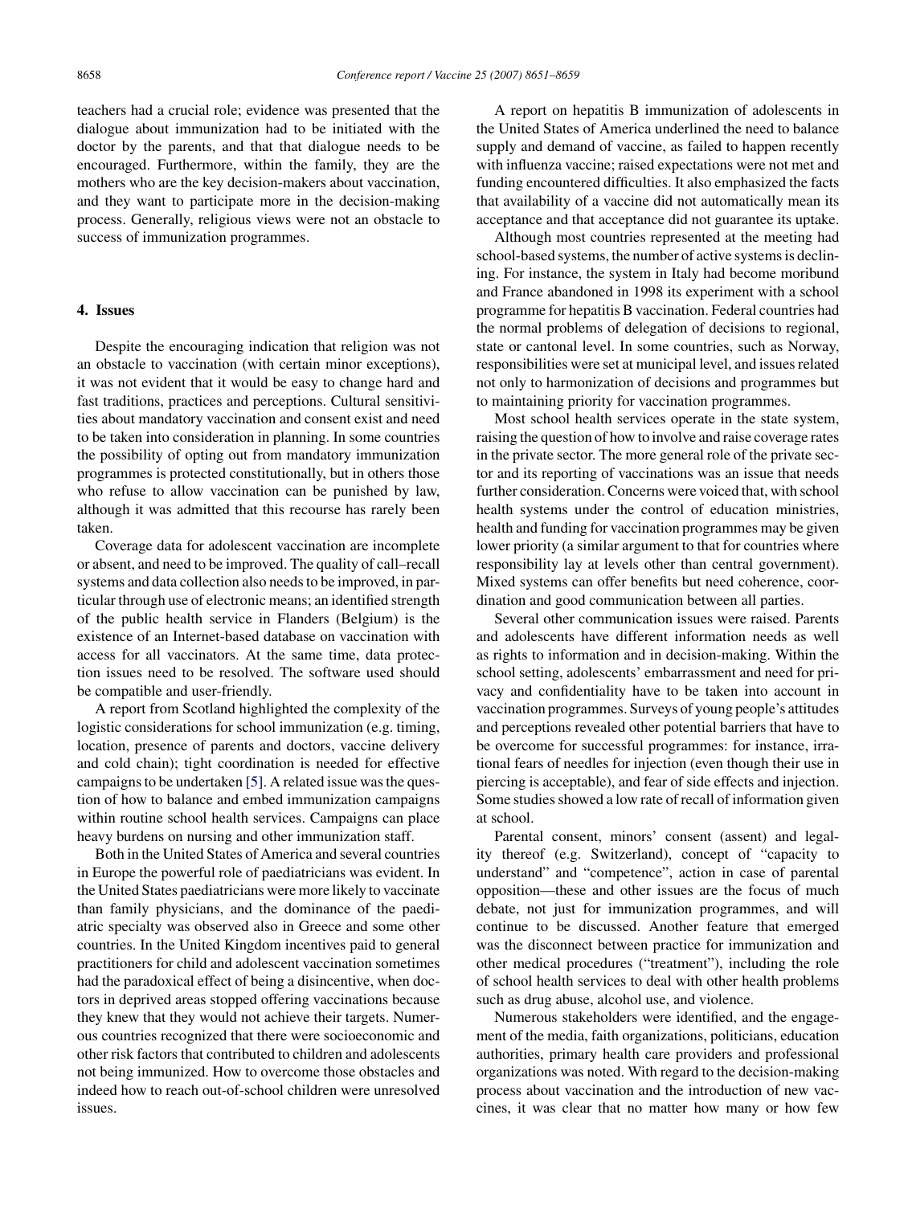teachers had a crucial role; evidence was presented that the dialogue about immunization had to be initiated with the doctor by the parents, and that that dialogue needs to be encouraged. Furthermore, within the family, they are the mothers who are the key decision-makers about vaccination, and they want to participate more in the decision-making process. Generally, religious views were not an obstacle to success of immunization programmes.

## 4. Issues

Despite the encouraging indication that religion was not an obstacle to vaccination (with certain minor exceptions), it was not evident that it would be easy to change hard and fast traditions, practices and perceptions. Cultural sensitivities about mandatory vaccination and consent exist and need to be taken into consideration in planning. In some countries the possibility of opting out from mandatory immunization programmes is protected constitutionally, but in others those who refuse to allow vaccination can be punished by law, although it was admitted that this recourse has rarely been taken.

Coverage data for adolescent vaccination are incomplete or absent, and need to be improved. The quality of call–recall systems and data collection also needs to be improved, in particular through use of electronic means; an identified strength of the public health service in Flanders (Belgium) is the existence of an Internet-based database on vaccination with access for all vaccinators. At the same time, data protection issues need to be resolved. The software used should be compatible and user-friendly.

A report from Scotland highlighted the complexity of the logistic considerations for school immunization (e.g. timing, location, presence of parents and doctors, vaccine delivery and cold chain); tight coordination is needed for effective campaigns to be undertaken [5]. A related issue was the question of how to balance and embed immunization campaigns within routine school health services. Campaigns can place heavy burdens on nursing and other immunization staff.

Both in the United States of America and several countries in Europe the powerful role of paediatricians was evident. In the United States paediatricians were more likely to vaccinate than family physicians, and the dominance of the paediatric specialty was observed also in Greece and some other countries. In the United Kingdom incentives paid to general practitioners for child and adolescent vaccination sometimes had the paradoxical effect of being a disincentive, when doctors in deprived areas stopped offering vaccinations because they knew that they would not achieve their targets. Numerous countries recognized that there were socioeconomic and other risk factors that contributed to children and adolescents not being immunized. How to overcome those obstacles and indeed how to reach out-of-school children were unresolved issues.

A report on hepatitis B immunization of adolescents in the United States of America underlined the need to balance supply and demand of vaccine, as failed to happen recently with influenza vaccine; raised expectations were not met and funding encountered difficulties. It also emphasized the facts that availability of a vaccine did not automatically mean its acceptance and that acceptance did not guarantee its uptake.

Although most countries represented at the meeting had school-based systems, the number of active systems is declining. For instance, the system in Italy had become moribund and France abandoned in 1998 its experiment with a school programme for hepatitis B vaccination. Federal countries had the normal problems of delegation of decisions to regional, state or cantonal level. In some countries, such as Norway, responsibilities were set at municipal level, and issues related not only to harmonization of decisions and programmes but to maintaining priority for vaccination programmes.

Most school health services operate in the state system, raising the question of how to involve and raise coverage rates in the private sector. The more general role of the private sector and its reporting of vaccinations was an issue that needs further consideration. Concerns were voiced that, with school health systems under the control of education ministries, health and funding for vaccination programmes may be given lower priority (a similar argument to that for countries where responsibility lay at levels other than central government). Mixed systems can offer benefits but need coherence, coordination and good communication between all parties.

Several other communication issues were raised. Parents and adolescents have different information needs as well as rights to information and in decision-making. Within the school setting, adolescents' embarrassment and need for privacy and confidentiality have to be taken into account in vaccination programmes. Surveys of young people's attitudes and perceptions revealed other potential barriers that have to be overcome for successful programmes: for instance, irrational fears of needles for injection (even though their use in piercing is acceptable), and fear of side effects and injection. Some studies showed a low rate of recall of information given at school.

Parental consent, minors' consent (assent) and legality thereof (e.g. Switzerland), concept of "capacity to understand" and "competence", action in case of parental opposition—these and other issues are the focus of much debate, not just for immunization programmes, and will continue to be discussed. Another feature that emerged was the disconnect between practice for immunization and other medical procedures ("treatment"), including the role of school health services to deal with other health problems such as drug abuse, alcohol use, and violence.

Numerous stakeholders were identified, and the engagement of the media, faith organizations, politicians, education authorities, primary health care providers and professional organizations was noted. With regard to the decision-making process about vaccination and the introduction of new vaccines, it was clear that no matter how many or how few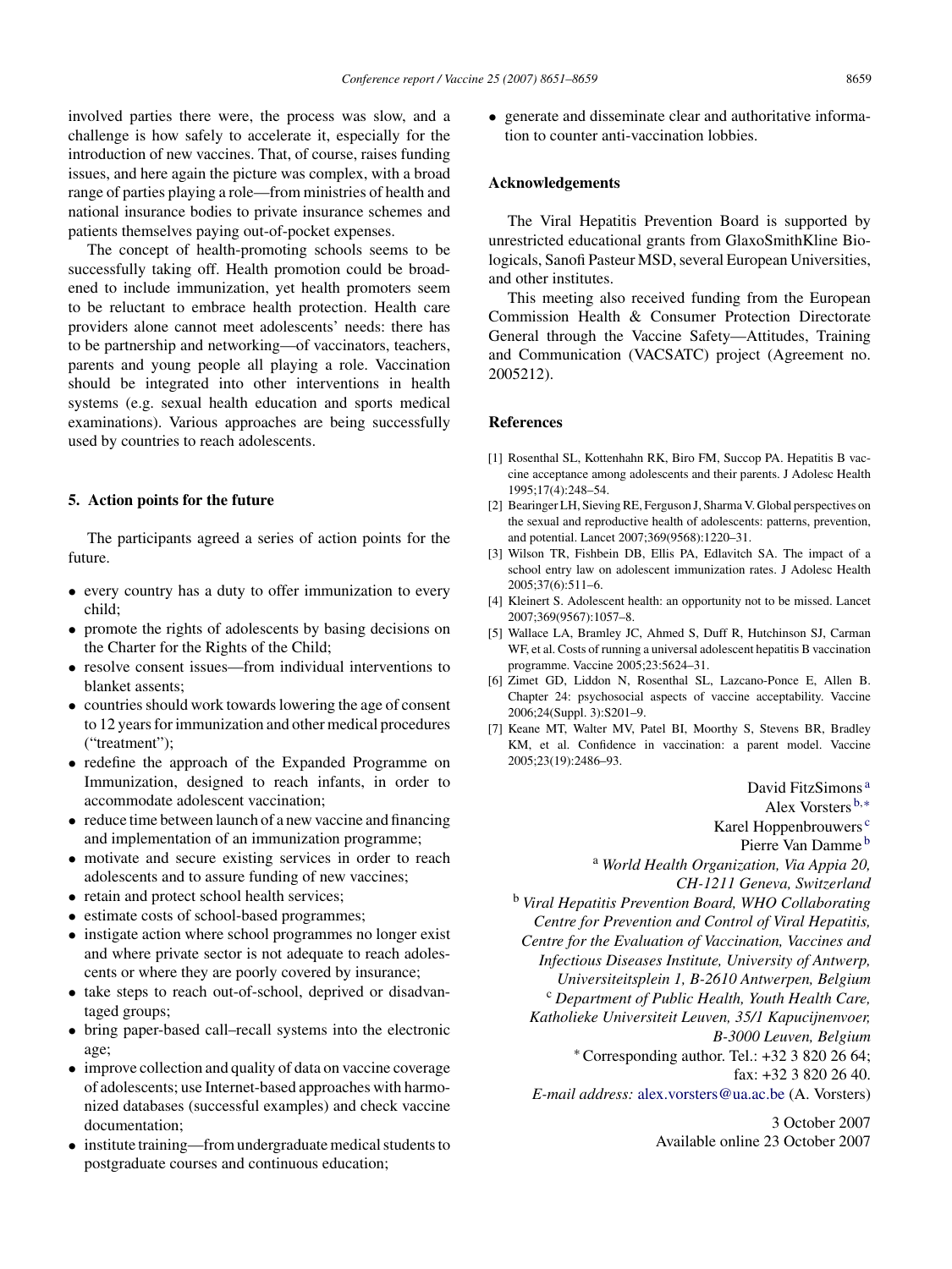involved parties there were, the process was slow, and a challenge is how safely to accelerate it, especially for the introduction of new vaccines. That, of course, raises funding issues, and here again the picture was complex, with a broad range of parties playing a role—from ministries of health and national insurance bodies to private insurance schemes and patients themselves paying out-of-pocket expenses.

The concept of health-promoting schools seems to be successfully taking off. Health promotion could be broadened to include immunization, yet health promoters seem to be reluctant to embrace health protection. Health care providers alone cannot meet adolescents' needs: there has to be partnership and networking—of vaccinators, teachers, parents and young people all playing a role. Vaccination should be integrated into other interventions in health systems (e.g. sexual health education and sports medical examinations). Various approaches are being successfully used by countries to reach adolescents.

## 5. Action points for the future

The participants agreed a series of action points for the future.

- every country has a duty to offer immunization to every child;
- promote the rights of adolescents by basing decisions on the Charter for the Rights of the Child;
- resolve consent issues—from individual interventions to blanket assents;
- countries should work towards lowering the age of consent to 12 years for immunization and other medical procedures ("treatment");
- redefine the approach of the Expanded Programme on Immunization, designed to reach infants, in order to accommodate adolescent vaccination;
- reduce time between launch of a new vaccine and financing and implementation of an immunization programme;
- motivate and secure existing services in order to reach adolescents and to assure funding of new vaccines;
- retain and protect school health services;
- estimate costs of school-based programmes;
- instigate action where school programmes no longer exist and where private sector is not adequate to reach adolescents or where they are poorly covered by insurance;
- take steps to reach out-of-school, deprived or disadvantaged groups;
- bring paper-based call–recall systems into the electronic age;
- improve collection and quality of data on vaccine coverage of adolescents; use Internet-based approaches with harmonized databases (successful examples) and check vaccine documentation;
- institute training—from undergraduate medical students to postgraduate courses and continuous education;
- generate and disseminate clear and authoritative information to counter anti-vaccination lobbies.

## Acknowledgements

The Viral Hepatitis Prevention Board is supported by unrestricted educational grants from GlaxoSmithKline Biologicals, Sanofi Pasteur MSD, several European Universities, and other institutes.

This meeting also received funding from the European Commission Health & Consumer Protection Directorate General through the Vaccine Safety—Attitudes, Training and Communication (VACSATC) project (Agreement no. 2005212).

## References

[1] Rosenthal SL, Kottenhahn RK, Biro FM, Succop PA. Hepatitis B vaccine acceptance among adolescents and their parents. J Adolesc Health 1995;17(4):248–54.

[2] Bearinger LH, Sieving RE, Ferguson J, Sharma V. Global perspectives on the sexual and reproductive health of adolescents: patterns, prevention, and potential. Lancet 2007;369(9568):1220–31.

[3] Wilson TR, Fishbein DB, Ellis PA, Edlavitch SA. The impact of a school entry law on adolescent immunization rates. J Adolesc Health 2005;37(6):511–6.

[4] Kleinert S. Adolescent health: an opportunity not to be missed. Lancet 2007;369(9567):1057–8.

[5] Wallace LA, Bramley JC, Ahmed S, Duff R, Hutchinson SJ, Carman WF, et al. Costs of running a universal adolescent hepatitis B vaccination programme. Vaccine 2005;23:5624–31.

[6] Zimet GD, Liddon N, Rosenthal SL, Lazcano-Ponce E, Allen B. Chapter 24: psychosocial aspects of vaccine acceptability. Vaccine 2006;24(Suppl. 3):S201–9.

[7] Keane MT, Walter MV, Patel BI, Moorthy S, Stevens BR, Bradley KM, et al. Confidence in vaccination: a parent model. Vaccine 2005;23(19):2486–93.

David FitzSimons[a]
Alex Vorsters[b,*]
Karel Hoppenbrouwers[c]
Pierre Van Damme[b]

[a] *World Health Organization, Via Appia 20, CH-1211 Geneva, Switzerland*

[b] *Viral Hepatitis Prevention Board, WHO Collaborating Centre for Prevention and Control of Viral Hepatitis, Centre for the Evaluation of Vaccination, Vaccines and Infectious Diseases Institute, University of Antwerp, Universiteitsplein 1, B-2610 Antwerpen, Belgium*

[c] *Department of Public Health, Youth Health Care, Katholieke Universiteit Leuven, 35/1 Kapucijnenvoer, B-3000 Leuven, Belgium*

* Corresponding author. Tel.: +32 3 820 26 64; fax: +32 3 820 26 40.
*E-mail address:* alex.vorsters@ua.ac.be (A. Vorsters)

3 October 2007
Available online 23 October 2007